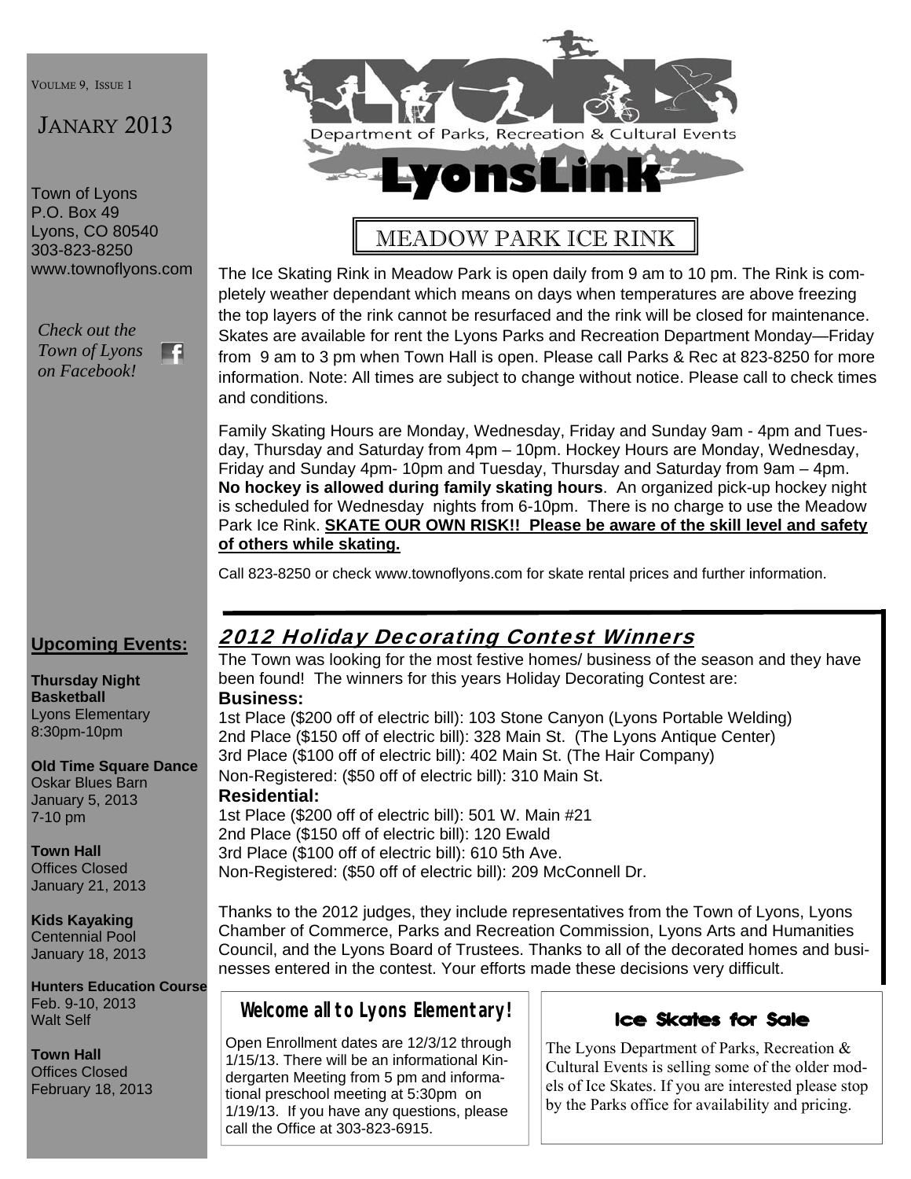VOULME 9, ISSUE 1

# JANARY 2013

Town of Lyons
P.O. Box 49
Lyons, CO 80540
303-823-8250
www.townoflyons.com

*Check out the Town of Lyons on Facebook!*

Department of Parks, Recreation & Cultural Events

# LyonsLink

## MEADOW PARK ICE RINK

The Ice Skating Rink in Meadow Park is open daily from 9 am to 10 pm. The Rink is completely weather dependant which means on days when temperatures are above freezing the top layers of the rink cannot be resurfaced and the rink will be closed for maintenance. Skates are available for rent the Lyons Parks and Recreation Department Monday—Friday from 9 am to 3 pm when Town Hall is open. Please call Parks & Rec at 823-8250 for more information. Note: All times are subject to change without notice. Please call to check times and conditions.

Family Skating Hours are Monday, Wednesday, Friday and Sunday 9am - 4pm and Tuesday, Thursday and Saturday from 4pm – 10pm. Hockey Hours are Monday, Wednesday, Friday and Sunday 4pm- 10pm and Tuesday, Thursday and Saturday from 9am – 4pm. **No hockey is allowed during family skating hours**. An organized pick-up hockey night is scheduled for Wednesday nights from 6-10pm. There is no charge to use the Meadow Park Ice Rink. **SKATE OUR OWN RISK!! Please be aware of the skill level and safety of others while skating.**

Call 823-8250 or check www.townoflyons.com for skate rental prices and further information.

## *2012 Holiday Decorating Contest Winners*

The Town was looking for the most festive homes/ business of the season and they have been found! The winners for this years Holiday Decorating Contest are:

**Business:**

1st Place ($200 off of electric bill): 103 Stone Canyon (Lyons Portable Welding)
2nd Place ($150 off of electric bill): 328 Main St. (The Lyons Antique Center)
3rd Place ($100 off of electric bill): 402 Main St. (The Hair Company)
Non-Registered: ($50 off of electric bill): 310 Main St.

**Residential:**

1st Place ($200 off of electric bill): 501 W. Main #21
2nd Place ($150 off of electric bill): 120 Ewald
3rd Place ($100 off of electric bill): 610 5th Ave.
Non-Registered: ($50 off of electric bill): 209 McConnell Dr.

Thanks to the 2012 judges, they include representatives from the Town of Lyons, Lyons Chamber of Commerce, Parks and Recreation Commission, Lyons Arts and Humanities Council, and the Lyons Board of Trustees. Thanks to all of the decorated homes and businesses entered in the contest. Your efforts made these decisions very difficult.

## Upcoming Events:

**Thursday Night Basketball**
Lyons Elementary
8:30pm-10pm

**Old Time Square Dance**
Oskar Blues Barn
January 5, 2013
7-10 pm

**Town Hall**
Offices Closed
January 21, 2013

**Kids Kayaking**
Centennial Pool
January 18, 2013

**Hunters Education Course**
Feb. 9-10, 2013
Walt Self

**Town Hall**
Offices Closed
February 18, 2013

### Welcome all to Lyons Elementary!

Open Enrollment dates are 12/3/12 through 1/15/13. There will be an informational Kindergarten Meeting from 5 pm and informational preschool meeting at 5:30pm on 1/19/13. If you have any questions, please call the Office at 303-823-6915.

### Ice Skates for Sale

The Lyons Department of Parks, Recreation & Cultural Events is selling some of the older models of Ice Skates. If you are interested please stop by the Parks office for availability and pricing.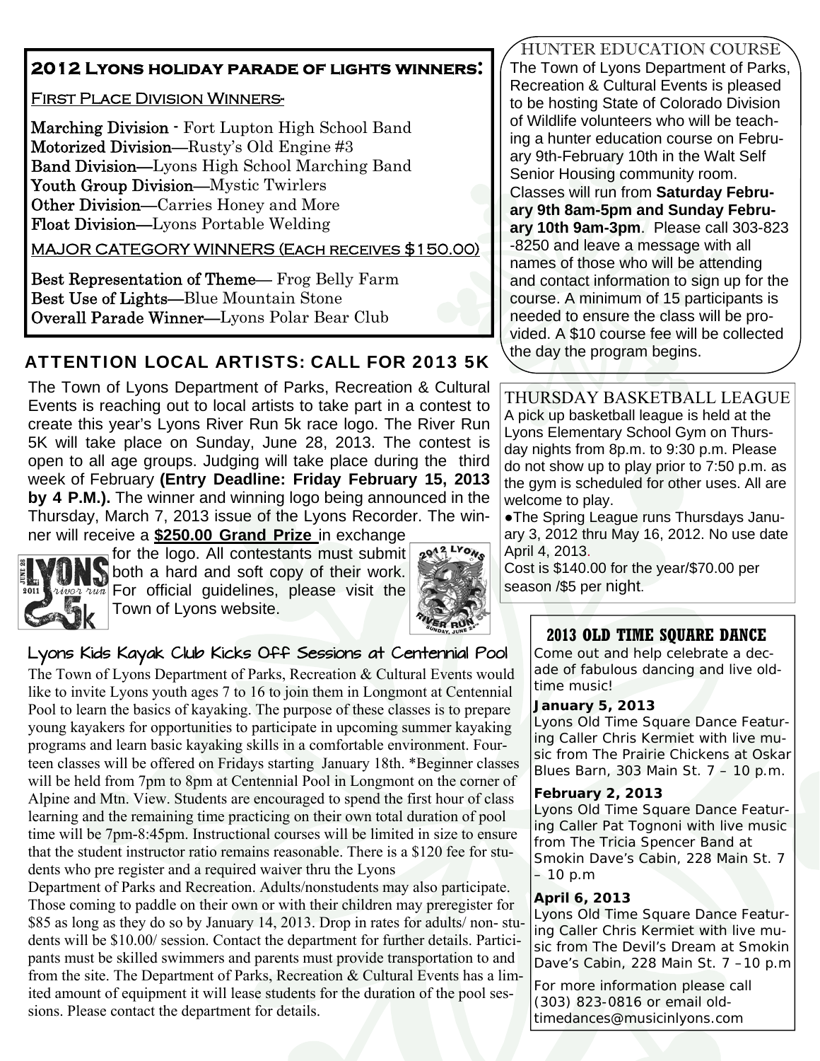## 2012 Lyons holiday parade of lights winners:

### First Place Division Winners-

**Marching Division** - Fort Lupton High School Band
**Motorized Division**—Rusty's Old Engine #3
**Band Division—**Lyons High School Marching Band
**Youth Group Division**—Mystic Twirlers
**Other Division**—Carries Honey and More
**Float Division—**Lyons Portable Welding

### MAJOR CATEGORY WINNERS (Each receives $150.00)

**Best Representation of Theme**— Frog Belly Farm
**Best Use of Lights—**Blue Mountain Stone
**Overall Parade Winner—**Lyons Polar Bear Club

## ATTENTION LOCAL ARTISTS: CALL FOR 2013 5K

The Town of Lyons Department of Parks, Recreation & Cultural Events is reaching out to local artists to take part in a contest to create this year's Lyons River Run 5k race logo. The River Run 5K will take place on Sunday, June 28, 2013. The contest is open to all age groups. Judging will take place during the third week of February **(Entry Deadline: Friday February 15, 2013 by 4 P.M.).** The winner and winning logo being announced in the Thursday, March 7, 2013 issue of the Lyons Recorder. The winner will receive a **$250.00 Grand Prize** in exchange for the logo. All contestants must submit both a hard and soft copy of their work. For official guidelines, please visit the Town of Lyons website.

## Lyons Kids Kayak Club Kicks Off Sessions at Centennial Pool

The Town of Lyons Department of Parks, Recreation & Cultural Events would like to invite Lyons youth ages 7 to 16 to join them in Longmont at Centennial Pool to learn the basics of kayaking. The purpose of these classes is to prepare young kayakers for opportunities to participate in upcoming summer kayaking programs and learn basic kayaking skills in a comfortable environment. Fourteen classes will be offered on Fridays starting January 18th. *Beginner classes will be held from 7pm to 8pm at Centennial Pool in Longmont on the corner of Alpine and Mtn. View. Students are encouraged to spend the first hour of class learning and the remaining time practicing on their own total duration of pool time will be 7pm-8:45pm. Instructional courses will be limited in size to ensure that the student instructor ratio remains reasonable. There is a $120 fee for students who pre register and a required waiver thru the Lyons Department of Parks and Recreation. Adults/nonstudents may also participate. Those coming to paddle on their own or with their children may preregister for $85 as long as they do so by January 14, 2013. Drop in rates for adults/ non- students will be $10.00/ session. Contact the department for further details. Participants must be skilled swimmers and parents must provide transportation to and from the site. The Department of Parks, Recreation & Cultural Events has a limited amount of equipment it will lease students for the duration of the pool sessions. Please contact the department for details.

## HUNTER EDUCATION COURSE

The Town of Lyons Department of Parks, Recreation & Cultural Events is pleased to be hosting State of Colorado Division of Wildlife volunteers who will be teaching a hunter education course on February 9th-February 10th in the Walt Self Senior Housing community room. Classes will run from **Saturday February 9th 8am-5pm and Sunday February 10th 9am-3pm**. Please call 303-823-8250 and leave a message with all names of those who will be attending and contact information to sign up for the course. A minimum of 15 participants is needed to ensure the class will be provided. A $10 course fee will be collected the day the program begins.

## THURSDAY BASKETBALL LEAGUE

A pick up basketball league is held at the Lyons Elementary School Gym on Thursday nights from 8p.m. to 9:30 p.m. Please do not show up to play prior to 7:50 p.m. as the gym is scheduled for other uses. All are welcome to play.

- The Spring League runs Thursdays January 3, 2012 thru May 16, 2012. No use date April 4, 2013.

Cost is $140.00 for the year/$70.00 per season /$5 per night.

## 2013 OLD TIME SQUARE DANCE

Come out and help celebrate a decade of fabulous dancing and live old-time music!

**January 5, 2013**
Lyons Old Time Square Dance Featuring Caller Chris Kermiet with live music from The Prairie Chickens at Oskar Blues Barn, 303 Main St. 7 – 10 p.m.

**February 2, 2013**
Lyons Old Time Square Dance Featuring Caller Pat Tognoni with live music from The Tricia Spencer Band at Smokin Dave's Cabin, 228 Main St. 7 – 10 p.m

**April 6, 2013**
Lyons Old Time Square Dance Featuring Caller Chris Kermiet with live music from The Devil's Dream at Smokin Dave's Cabin, 228 Main St. 7 –10 p.m

For more information please call (303) 823-0816 or email oldtimedances@musicinlyons.com